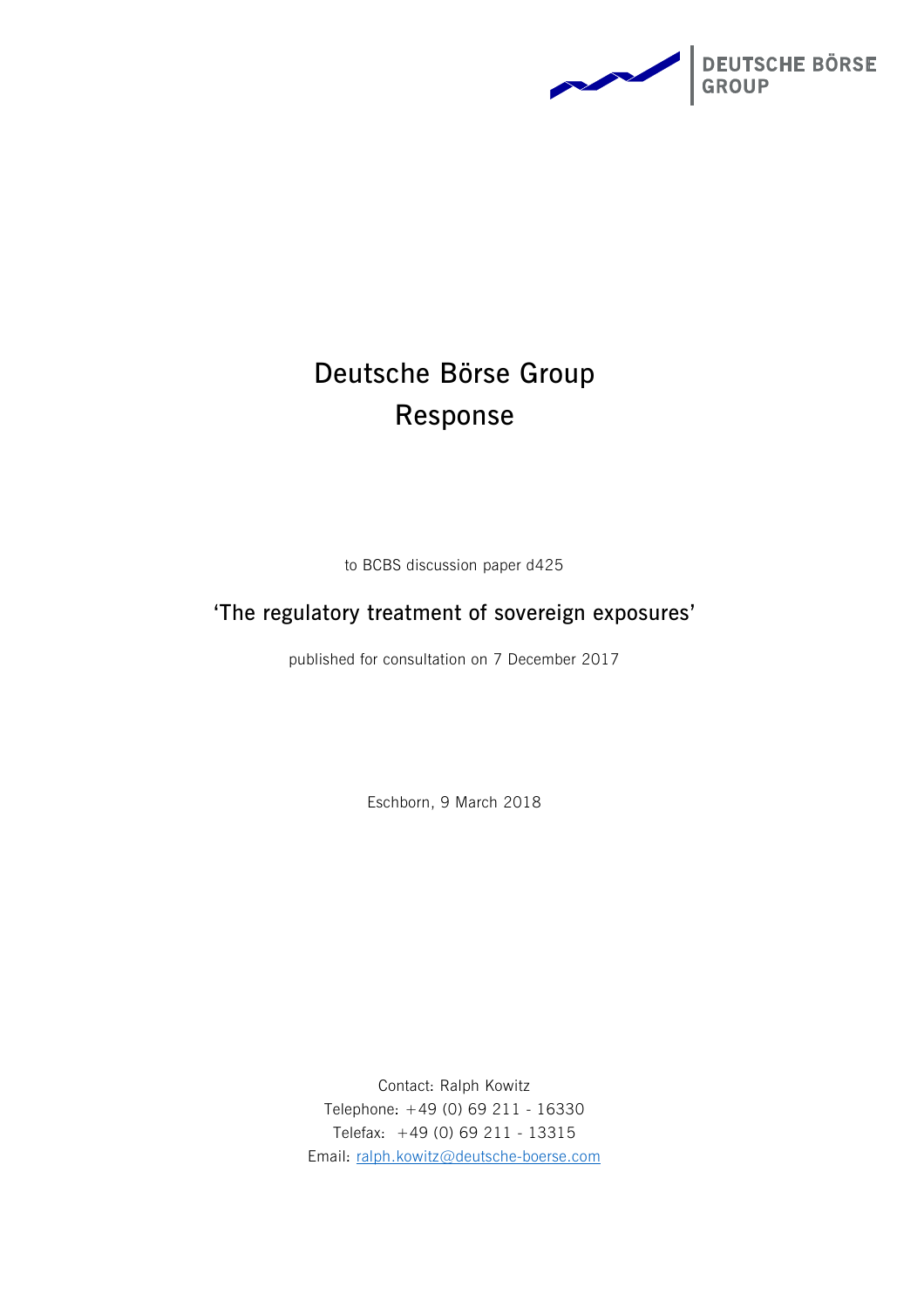DEUTSCHE BÖRSE GROUP

# Deutsche Börse Group Response

to BCBS discussion paper d425

## 'The regulatory treatment of sovereign exposures'

published for consultation on 7 December 2017

Eschborn, 9 March 2018

Contact: Ralph Kowitz
Telephone: +49 (0) 69 211 - 16330
Telefax: +49 (0) 69 211 - 13315
Email: ralph.kowitz@deutsche-boerse.com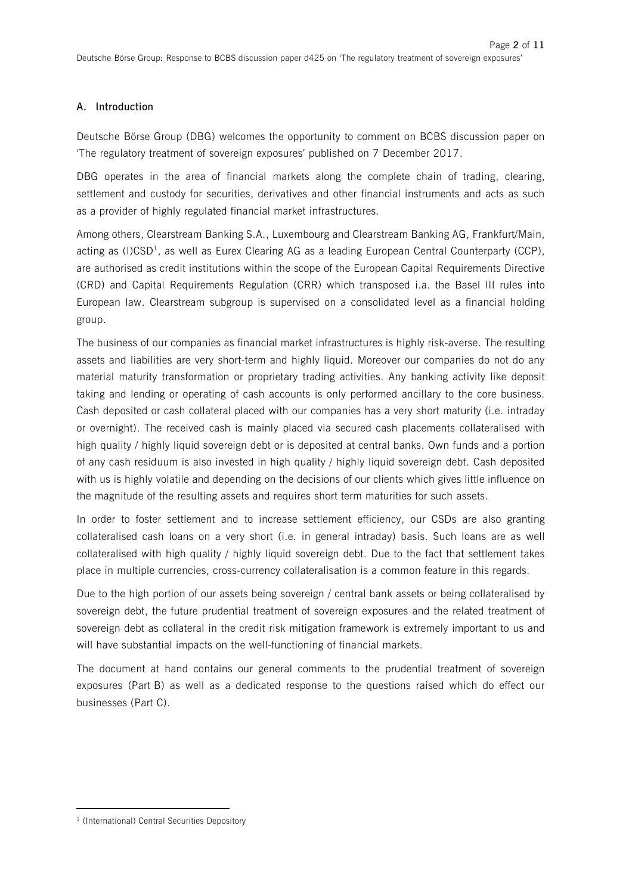## A. Introduction

Deutsche Börse Group (DBG) welcomes the opportunity to comment on BCBS discussion paper on 'The regulatory treatment of sovereign exposures' published on 7 December 2017.

DBG operates in the area of financial markets along the complete chain of trading, clearing, settlement and custody for securities, derivatives and other financial instruments and acts as such as a provider of highly regulated financial market infrastructures.

Among others, Clearstream Banking S.A., Luxembourg and Clearstream Banking AG, Frankfurt/Main, acting as (I)CSD[1], as well as Eurex Clearing AG as a leading European Central Counterparty (CCP), are authorised as credit institutions within the scope of the European Capital Requirements Directive (CRD) and Capital Requirements Regulation (CRR) which transposed i.a. the Basel III rules into European law. Clearstream subgroup is supervised on a consolidated level as a financial holding group.

The business of our companies as financial market infrastructures is highly risk-averse. The resulting assets and liabilities are very short-term and highly liquid. Moreover our companies do not do any material maturity transformation or proprietary trading activities. Any banking activity like deposit taking and lending or operating of cash accounts is only performed ancillary to the core business. Cash deposited or cash collateral placed with our companies has a very short maturity (i.e. intraday or overnight). The received cash is mainly placed via secured cash placements collateralised with high quality / highly liquid sovereign debt or is deposited at central banks. Own funds and a portion of any cash residuum is also invested in high quality / highly liquid sovereign debt. Cash deposited with us is highly volatile and depending on the decisions of our clients which gives little influence on the magnitude of the resulting assets and requires short term maturities for such assets.

In order to foster settlement and to increase settlement efficiency, our CSDs are also granting collateralised cash loans on a very short (i.e. in general intraday) basis. Such loans are as well collateralised with high quality / highly liquid sovereign debt. Due to the fact that settlement takes place in multiple currencies, cross-currency collateralisation is a common feature in this regards.

Due to the high portion of our assets being sovereign / central bank assets or being collateralised by sovereign debt, the future prudential treatment of sovereign exposures and the related treatment of sovereign debt as collateral in the credit risk mitigation framework is extremely important to us and will have substantial impacts on the well-functioning of financial markets.

The document at hand contains our general comments to the prudential treatment of sovereign exposures (Part B) as well as a dedicated response to the questions raised which do effect our businesses (Part C).

[1] (International) Central Securities Depository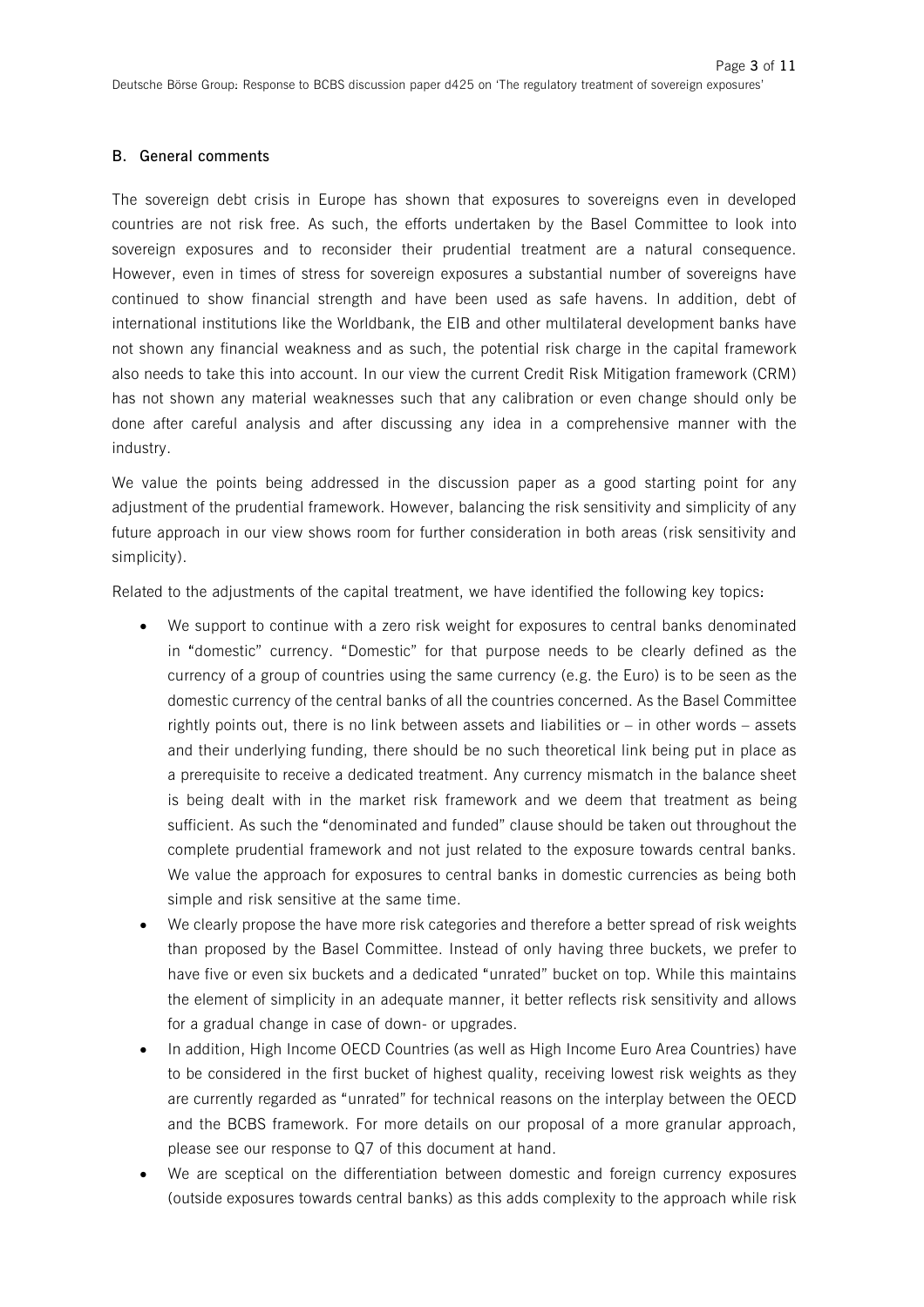## B. General comments

The sovereign debt crisis in Europe has shown that exposures to sovereigns even in developed countries are not risk free. As such, the efforts undertaken by the Basel Committee to look into sovereign exposures and to reconsider their prudential treatment are a natural consequence. However, even in times of stress for sovereign exposures a substantial number of sovereigns have continued to show financial strength and have been used as safe havens. In addition, debt of international institutions like the Worldbank, the EIB and other multilateral development banks have not shown any financial weakness and as such, the potential risk charge in the capital framework also needs to take this into account. In our view the current Credit Risk Mitigation framework (CRM) has not shown any material weaknesses such that any calibration or even change should only be done after careful analysis and after discussing any idea in a comprehensive manner with the industry.

We value the points being addressed in the discussion paper as a good starting point for any adjustment of the prudential framework. However, balancing the risk sensitivity and simplicity of any future approach in our view shows room for further consideration in both areas (risk sensitivity and simplicity).

Related to the adjustments of the capital treatment, we have identified the following key topics:

- We support to continue with a zero risk weight for exposures to central banks denominated in "domestic" currency. "Domestic" for that purpose needs to be clearly defined as the currency of a group of countries using the same currency (e.g. the Euro) is to be seen as the domestic currency of the central banks of all the countries concerned. As the Basel Committee rightly points out, there is no link between assets and liabilities or – in other words – assets and their underlying funding, there should be no such theoretical link being put in place as a prerequisite to receive a dedicated treatment. Any currency mismatch in the balance sheet is being dealt with in the market risk framework and we deem that treatment as being sufficient. As such the "denominated and funded" clause should be taken out throughout the complete prudential framework and not just related to the exposure towards central banks. We value the approach for exposures to central banks in domestic currencies as being both simple and risk sensitive at the same time.
- We clearly propose the have more risk categories and therefore a better spread of risk weights than proposed by the Basel Committee. Instead of only having three buckets, we prefer to have five or even six buckets and a dedicated "unrated" bucket on top. While this maintains the element of simplicity in an adequate manner, it better reflects risk sensitivity and allows for a gradual change in case of down- or upgrades.
- In addition, High Income OECD Countries (as well as High Income Euro Area Countries) have to be considered in the first bucket of highest quality, receiving lowest risk weights as they are currently regarded as "unrated" for technical reasons on the interplay between the OECD and the BCBS framework. For more details on our proposal of a more granular approach, please see our response to Q7 of this document at hand.
- We are sceptical on the differentiation between domestic and foreign currency exposures (outside exposures towards central banks) as this adds complexity to the approach while risk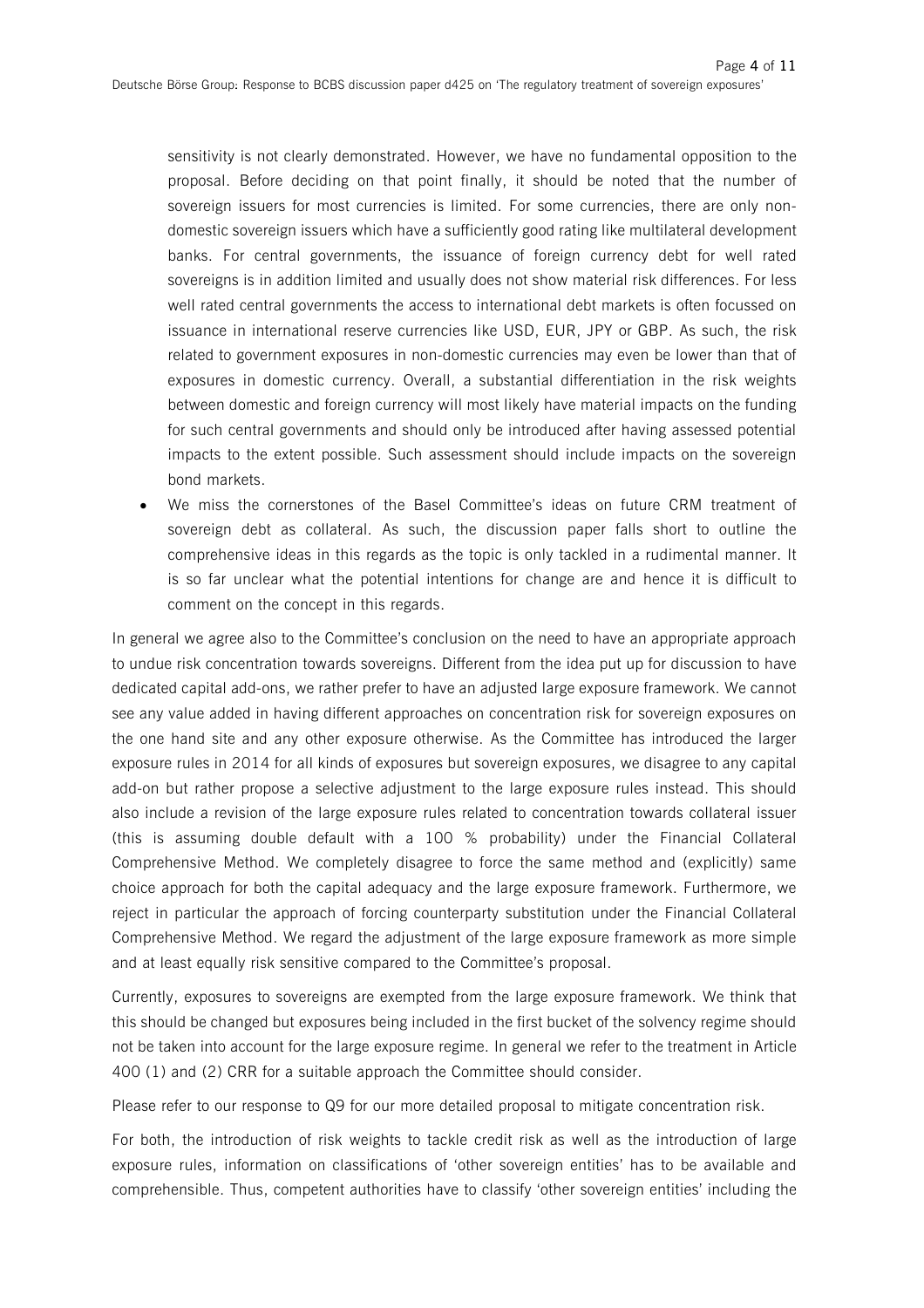sensitivity is not clearly demonstrated. However, we have no fundamental opposition to the proposal. Before deciding on that point finally, it should be noted that the number of sovereign issuers for most currencies is limited. For some currencies, there are only non-domestic sovereign issuers which have a sufficiently good rating like multilateral development banks. For central governments, the issuance of foreign currency debt for well rated sovereigns is in addition limited and usually does not show material risk differences. For less well rated central governments the access to international debt markets is often focussed on issuance in international reserve currencies like USD, EUR, JPY or GBP. As such, the risk related to government exposures in non-domestic currencies may even be lower than that of exposures in domestic currency. Overall, a substantial differentiation in the risk weights between domestic and foreign currency will most likely have material impacts on the funding for such central governments and should only be introduced after having assessed potential impacts to the extent possible. Such assessment should include impacts on the sovereign bond markets.

- We miss the cornerstones of the Basel Committee's ideas on future CRM treatment of sovereign debt as collateral. As such, the discussion paper falls short to outline the comprehensive ideas in this regards as the topic is only tackled in a rudimental manner. It is so far unclear what the potential intentions for change are and hence it is difficult to comment on the concept in this regards.

In general we agree also to the Committee's conclusion on the need to have an appropriate approach to undue risk concentration towards sovereigns. Different from the idea put up for discussion to have dedicated capital add-ons, we rather prefer to have an adjusted large exposure framework. We cannot see any value added in having different approaches on concentration risk for sovereign exposures on the one hand site and any other exposure otherwise. As the Committee has introduced the larger exposure rules in 2014 for all kinds of exposures but sovereign exposures, we disagree to any capital add-on but rather propose a selective adjustment to the large exposure rules instead. This should also include a revision of the large exposure rules related to concentration towards collateral issuer (this is assuming double default with a 100 % probability) under the Financial Collateral Comprehensive Method. We completely disagree to force the same method and (explicitly) same choice approach for both the capital adequacy and the large exposure framework. Furthermore, we reject in particular the approach of forcing counterparty substitution under the Financial Collateral Comprehensive Method. We regard the adjustment of the large exposure framework as more simple and at least equally risk sensitive compared to the Committee's proposal.

Currently, exposures to sovereigns are exempted from the large exposure framework. We think that this should be changed but exposures being included in the first bucket of the solvency regime should not be taken into account for the large exposure regime. In general we refer to the treatment in Article 400 (1) and (2) CRR for a suitable approach the Committee should consider.

Please refer to our response to Q9 for our more detailed proposal to mitigate concentration risk.

For both, the introduction of risk weights to tackle credit risk as well as the introduction of large exposure rules, information on classifications of 'other sovereign entities' has to be available and comprehensible. Thus, competent authorities have to classify 'other sovereign entities' including the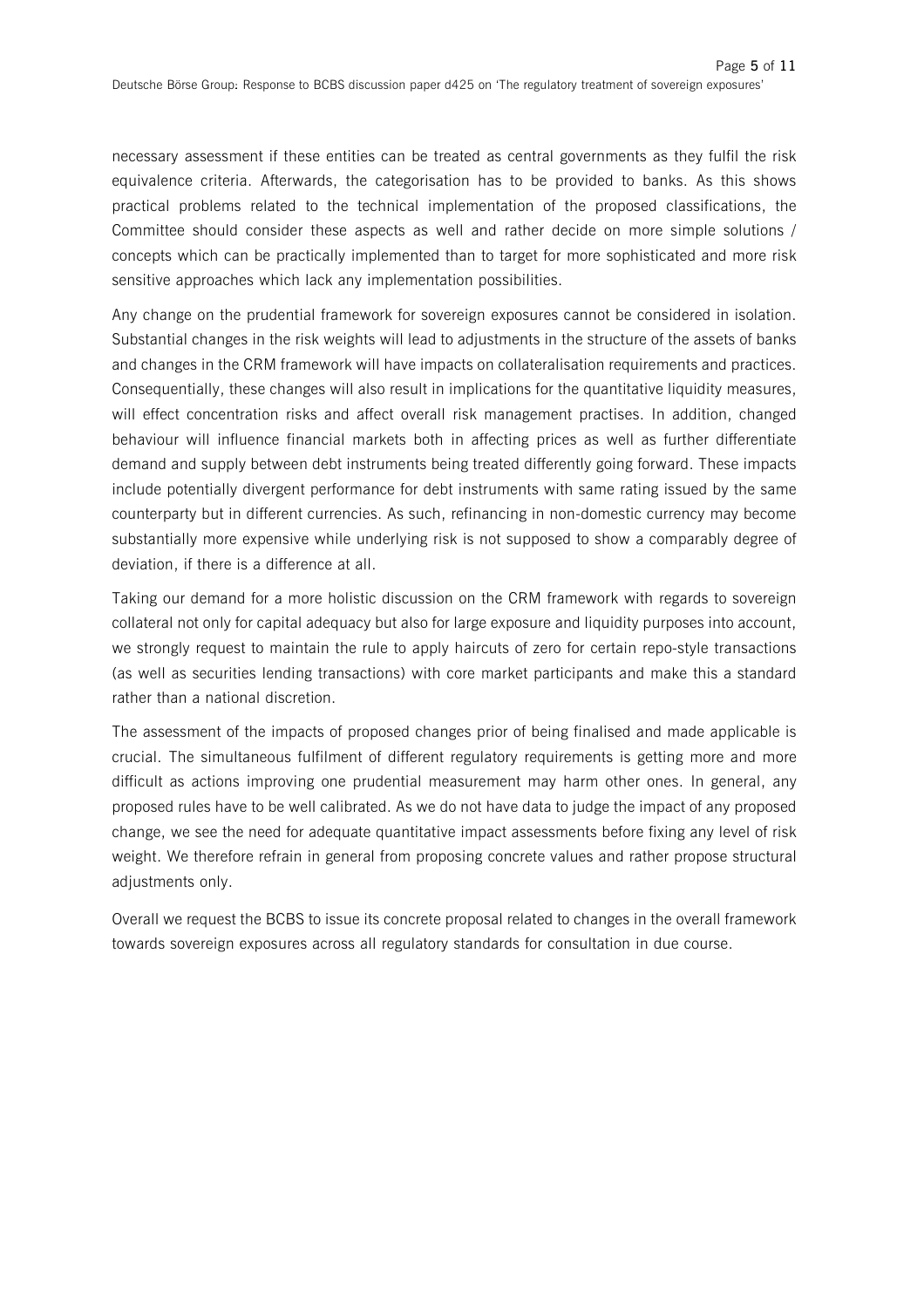necessary assessment if these entities can be treated as central governments as they fulfil the risk equivalence criteria. Afterwards, the categorisation has to be provided to banks. As this shows practical problems related to the technical implementation of the proposed classifications, the Committee should consider these aspects as well and rather decide on more simple solutions / concepts which can be practically implemented than to target for more sophisticated and more risk sensitive approaches which lack any implementation possibilities.

Any change on the prudential framework for sovereign exposures cannot be considered in isolation. Substantial changes in the risk weights will lead to adjustments in the structure of the assets of banks and changes in the CRM framework will have impacts on collateralisation requirements and practices. Consequentially, these changes will also result in implications for the quantitative liquidity measures, will effect concentration risks and affect overall risk management practises. In addition, changed behaviour will influence financial markets both in affecting prices as well as further differentiate demand and supply between debt instruments being treated differently going forward. These impacts include potentially divergent performance for debt instruments with same rating issued by the same counterparty but in different currencies. As such, refinancing in non-domestic currency may become substantially more expensive while underlying risk is not supposed to show a comparably degree of deviation, if there is a difference at all.

Taking our demand for a more holistic discussion on the CRM framework with regards to sovereign collateral not only for capital adequacy but also for large exposure and liquidity purposes into account, we strongly request to maintain the rule to apply haircuts of zero for certain repo-style transactions (as well as securities lending transactions) with core market participants and make this a standard rather than a national discretion.

The assessment of the impacts of proposed changes prior of being finalised and made applicable is crucial. The simultaneous fulfilment of different regulatory requirements is getting more and more difficult as actions improving one prudential measurement may harm other ones. In general, any proposed rules have to be well calibrated. As we do not have data to judge the impact of any proposed change, we see the need for adequate quantitative impact assessments before fixing any level of risk weight. We therefore refrain in general from proposing concrete values and rather propose structural adjustments only.

Overall we request the BCBS to issue its concrete proposal related to changes in the overall framework towards sovereign exposures across all regulatory standards for consultation in due course.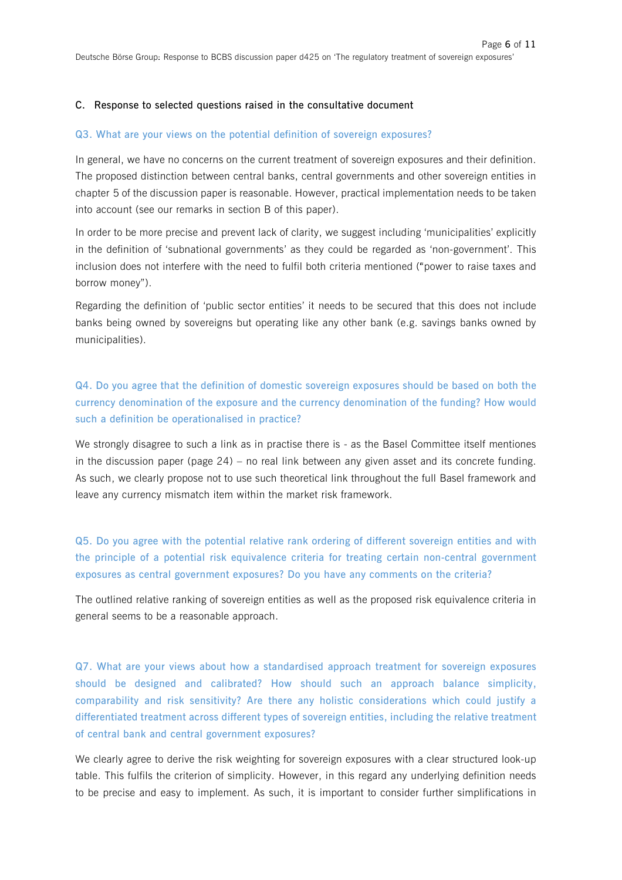## C. Response to selected questions raised in the consultative document

### Q3. What are your views on the potential definition of sovereign exposures?

In general, we have no concerns on the current treatment of sovereign exposures and their definition. The proposed distinction between central banks, central governments and other sovereign entities in chapter 5 of the discussion paper is reasonable. However, practical implementation needs to be taken into account (see our remarks in section B of this paper).

In order to be more precise and prevent lack of clarity, we suggest including 'municipalities' explicitly in the definition of 'subnational governments' as they could be regarded as 'non-government'. This inclusion does not interfere with the need to fulfil both criteria mentioned ("power to raise taxes and borrow money").

Regarding the definition of 'public sector entities' it needs to be secured that this does not include banks being owned by sovereigns but operating like any other bank (e.g. savings banks owned by municipalities).

### Q4. Do you agree that the definition of domestic sovereign exposures should be based on both the currency denomination of the exposure and the currency denomination of the funding? How would such a definition be operationalised in practice?

We strongly disagree to such a link as in practise there is - as the Basel Committee itself mentiones in the discussion paper (page 24) – no real link between any given asset and its concrete funding. As such, we clearly propose not to use such theoretical link throughout the full Basel framework and leave any currency mismatch item within the market risk framework.

### Q5. Do you agree with the potential relative rank ordering of different sovereign entities and with the principle of a potential risk equivalence criteria for treating certain non-central government exposures as central government exposures? Do you have any comments on the criteria?

The outlined relative ranking of sovereign entities as well as the proposed risk equivalence criteria in general seems to be a reasonable approach.

### Q7. What are your views about how a standardised approach treatment for sovereign exposures should be designed and calibrated? How should such an approach balance simplicity, comparability and risk sensitivity? Are there any holistic considerations which could justify a differentiated treatment across different types of sovereign entities, including the relative treatment of central bank and central government exposures?

We clearly agree to derive the risk weighting for sovereign exposures with a clear structured look-up table. This fulfils the criterion of simplicity. However, in this regard any underlying definition needs to be precise and easy to implement. As such, it is important to consider further simplifications in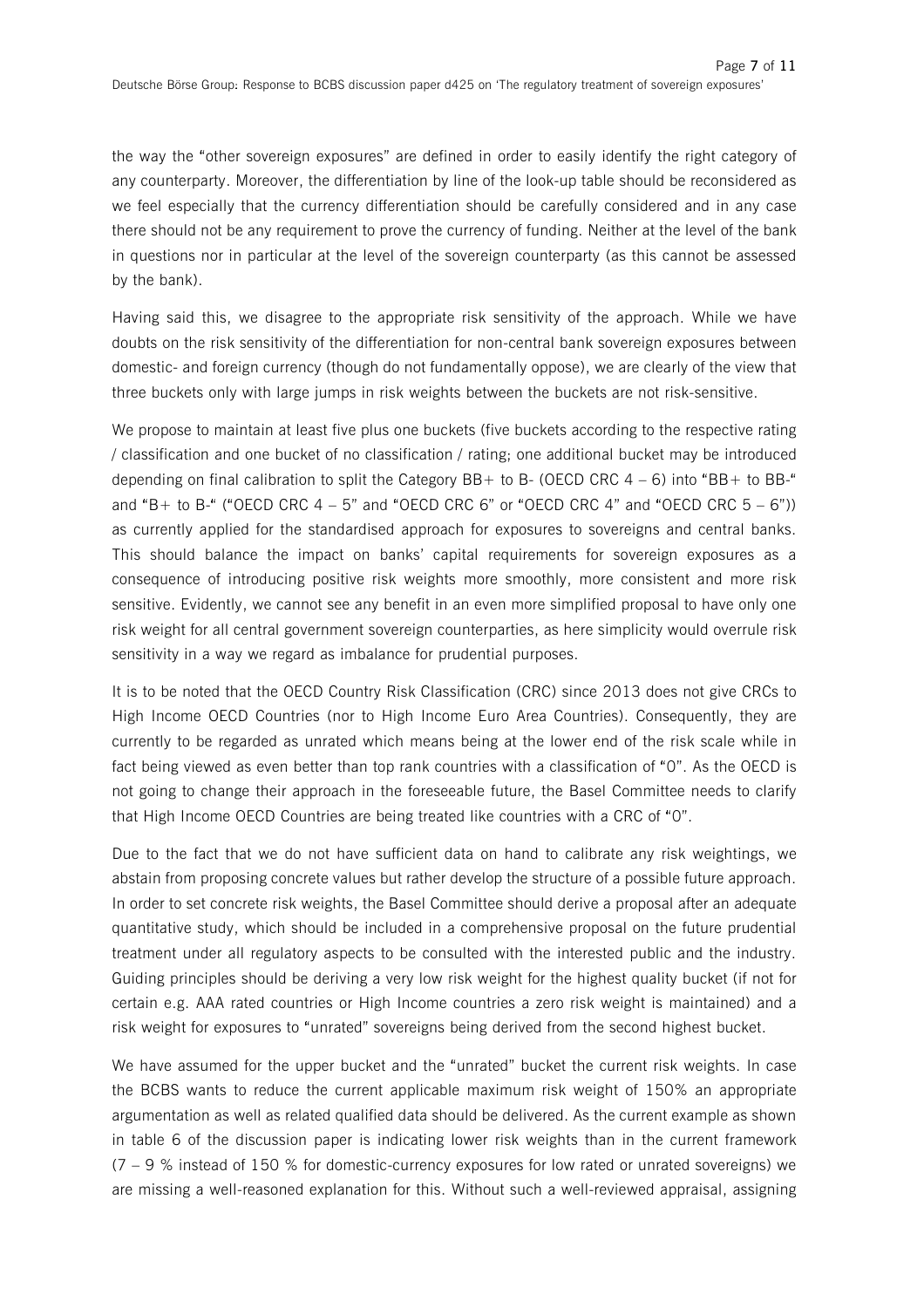the way the "other sovereign exposures" are defined in order to easily identify the right category of any counterparty. Moreover, the differentiation by line of the look-up table should be reconsidered as we feel especially that the currency differentiation should be carefully considered and in any case there should not be any requirement to prove the currency of funding. Neither at the level of the bank in questions nor in particular at the level of the sovereign counterparty (as this cannot be assessed by the bank).

Having said this, we disagree to the appropriate risk sensitivity of the approach. While we have doubts on the risk sensitivity of the differentiation for non-central bank sovereign exposures between domestic- and foreign currency (though do not fundamentally oppose), we are clearly of the view that three buckets only with large jumps in risk weights between the buckets are not risk-sensitive.

We propose to maintain at least five plus one buckets (five buckets according to the respective rating / classification and one bucket of no classification / rating; one additional bucket may be introduced depending on final calibration to split the Category BB+ to B- (OECD CRC 4 – 6) into "BB+ to BB-" and "B+ to B-" ("OECD CRC 4 – 5" and "OECD CRC 6" or "OECD CRC 4" and "OECD CRC 5 – 6")) as currently applied for the standardised approach for exposures to sovereigns and central banks. This should balance the impact on banks' capital requirements for sovereign exposures as a consequence of introducing positive risk weights more smoothly, more consistent and more risk sensitive. Evidently, we cannot see any benefit in an even more simplified proposal to have only one risk weight for all central government sovereign counterparties, as here simplicity would overrule risk sensitivity in a way we regard as imbalance for prudential purposes.

It is to be noted that the OECD Country Risk Classification (CRC) since 2013 does not give CRCs to High Income OECD Countries (nor to High Income Euro Area Countries). Consequently, they are currently to be regarded as unrated which means being at the lower end of the risk scale while in fact being viewed as even better than top rank countries with a classification of "0". As the OECD is not going to change their approach in the foreseeable future, the Basel Committee needs to clarify that High Income OECD Countries are being treated like countries with a CRC of "0".

Due to the fact that we do not have sufficient data on hand to calibrate any risk weightings, we abstain from proposing concrete values but rather develop the structure of a possible future approach. In order to set concrete risk weights, the Basel Committee should derive a proposal after an adequate quantitative study, which should be included in a comprehensive proposal on the future prudential treatment under all regulatory aspects to be consulted with the interested public and the industry. Guiding principles should be deriving a very low risk weight for the highest quality bucket (if not for certain e.g. AAA rated countries or High Income countries a zero risk weight is maintained) and a risk weight for exposures to "unrated" sovereigns being derived from the second highest bucket.

We have assumed for the upper bucket and the "unrated" bucket the current risk weights. In case the BCBS wants to reduce the current applicable maximum risk weight of 150% an appropriate argumentation as well as related qualified data should be delivered. As the current example as shown in table 6 of the discussion paper is indicating lower risk weights than in the current framework (7 – 9 % instead of 150 % for domestic-currency exposures for low rated or unrated sovereigns) we are missing a well-reasoned explanation for this. Without such a well-reviewed appraisal, assigning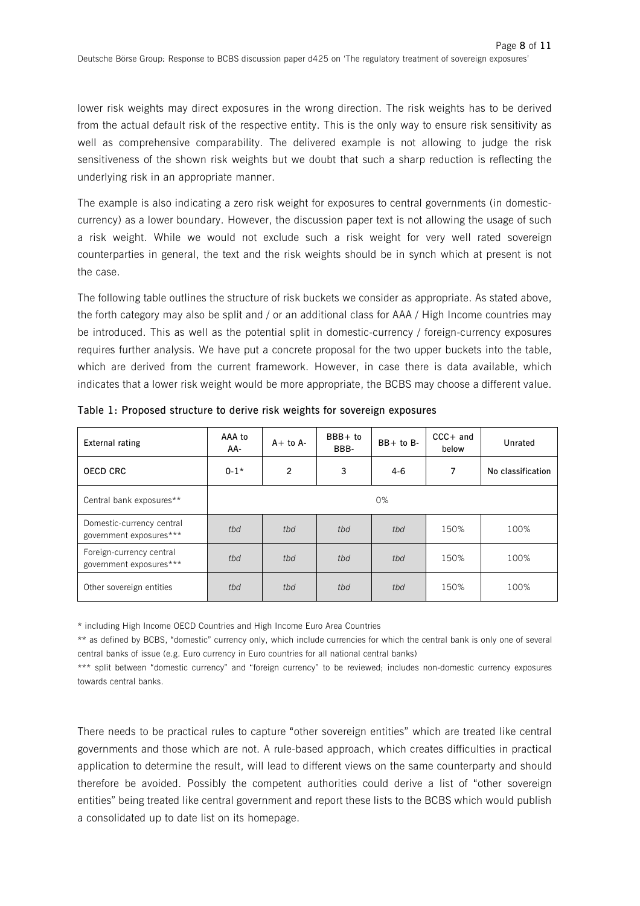lower risk weights may direct exposures in the wrong direction. The risk weights has to be derived from the actual default risk of the respective entity. This is the only way to ensure risk sensitivity as well as comprehensive comparability. The delivered example is not allowing to judge the risk sensitiveness of the shown risk weights but we doubt that such a sharp reduction is reflecting the underlying risk in an appropriate manner.

The example is also indicating a zero risk weight for exposures to central governments (in domestic-currency) as a lower boundary. However, the discussion paper text is not allowing the usage of such a risk weight. While we would not exclude such a risk weight for very well rated sovereign counterparties in general, the text and the risk weights should be in synch which at present is not the case.

The following table outlines the structure of risk buckets we consider as appropriate. As stated above, the forth category may also be split and / or an additional class for AAA / High Income countries may be introduced. This as well as the potential split in domestic-currency / foreign-currency exposures requires further analysis. We have put a concrete proposal for the two upper buckets into the table, which are derived from the current framework. However, in case there is data available, which indicates that a lower risk weight would be more appropriate, the BCBS may choose a different value.

**Table 1: Proposed structure to derive risk weights for sovereign exposures**

| External rating | AAA to AA- | A+ to A- | BBB+ to BBB- | BB+ to B- | CCC+ and below | Unrated |
|---|---|---|---|---|---|---|
| **OECD CRC** | 0-1* | 2 | 3 | 4-6 | 7 | No classification |
| Central bank exposures** | 0% | | | | | |
| Domestic-currency central government exposures*** | *tbd* | *tbd* | *tbd* | *tbd* | 150% | 100% |
| Foreign-currency central government exposures*** | *tbd* | *tbd* | *tbd* | *tbd* | 150% | 100% |
| Other sovereign entities | *tbd* | *tbd* | *tbd* | *tbd* | 150% | 100% |

\* including High Income OECD Countries and High Income Euro Area Countries

\*\* as defined by BCBS, "domestic" currency only, which include currencies for which the central bank is only one of several central banks of issue (e.g. Euro currency in Euro countries for all national central banks)

\*\*\* split between "domestic currency" and "foreign currency" to be reviewed; includes non-domestic currency exposures towards central banks.

There needs to be practical rules to capture "other sovereign entities" which are treated like central governments and those which are not. A rule-based approach, which creates difficulties in practical application to determine the result, will lead to different views on the same counterparty and should therefore be avoided. Possibly the competent authorities could derive a list of "other sovereign entities" being treated like central government and report these lists to the BCBS which would publish a consolidated up to date list on its homepage.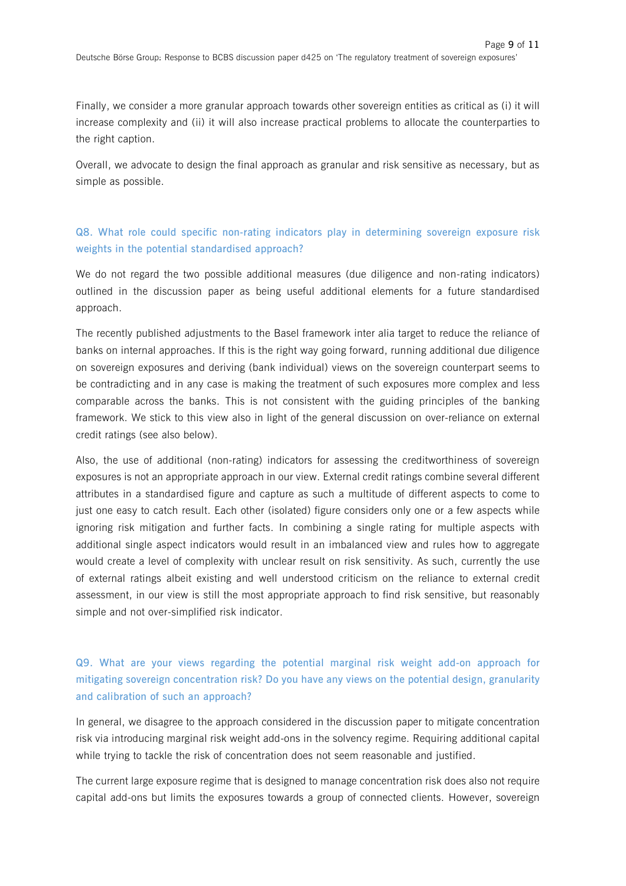Finally, we consider a more granular approach towards other sovereign entities as critical as (i) it will increase complexity and (ii) it will also increase practical problems to allocate the counterparties to the right caption.

Overall, we advocate to design the final approach as granular and risk sensitive as necessary, but as simple as possible.

### Q8. What role could specific non-rating indicators play in determining sovereign exposure risk weights in the potential standardised approach?

We do not regard the two possible additional measures (due diligence and non-rating indicators) outlined in the discussion paper as being useful additional elements for a future standardised approach.

The recently published adjustments to the Basel framework inter alia target to reduce the reliance of banks on internal approaches. If this is the right way going forward, running additional due diligence on sovereign exposures and deriving (bank individual) views on the sovereign counterpart seems to be contradicting and in any case is making the treatment of such exposures more complex and less comparable across the banks. This is not consistent with the guiding principles of the banking framework. We stick to this view also in light of the general discussion on over-reliance on external credit ratings (see also below).

Also, the use of additional (non-rating) indicators for assessing the creditworthiness of sovereign exposures is not an appropriate approach in our view. External credit ratings combine several different attributes in a standardised figure and capture as such a multitude of different aspects to come to just one easy to catch result. Each other (isolated) figure considers only one or a few aspects while ignoring risk mitigation and further facts. In combining a single rating for multiple aspects with additional single aspect indicators would result in an imbalanced view and rules how to aggregate would create a level of complexity with unclear result on risk sensitivity. As such, currently the use of external ratings albeit existing and well understood criticism on the reliance to external credit assessment, in our view is still the most appropriate approach to find risk sensitive, but reasonably simple and not over-simplified risk indicator.

### Q9. What are your views regarding the potential marginal risk weight add-on approach for mitigating sovereign concentration risk? Do you have any views on the potential design, granularity and calibration of such an approach?

In general, we disagree to the approach considered in the discussion paper to mitigate concentration risk via introducing marginal risk weight add-ons in the solvency regime. Requiring additional capital while trying to tackle the risk of concentration does not seem reasonable and justified.

The current large exposure regime that is designed to manage concentration risk does also not require capital add-ons but limits the exposures towards a group of connected clients. However, sovereign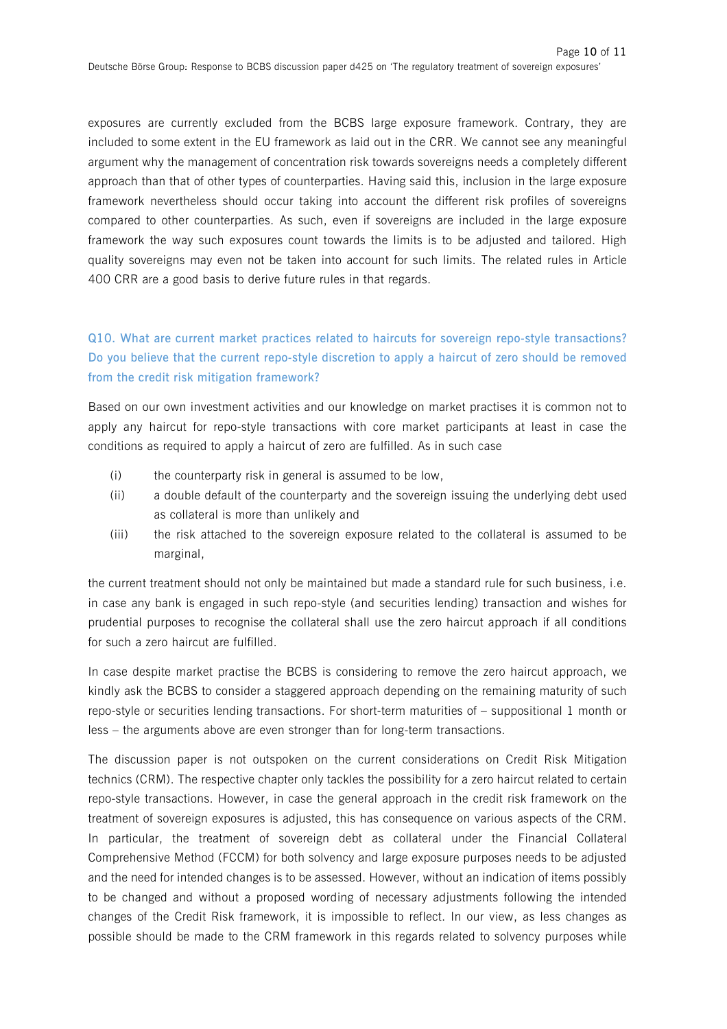exposures are currently excluded from the BCBS large exposure framework. Contrary, they are included to some extent in the EU framework as laid out in the CRR. We cannot see any meaningful argument why the management of concentration risk towards sovereigns needs a completely different approach than that of other types of counterparties. Having said this, inclusion in the large exposure framework nevertheless should occur taking into account the different risk profiles of sovereigns compared to other counterparties. As such, even if sovereigns are included in the large exposure framework the way such exposures count towards the limits is to be adjusted and tailored. High quality sovereigns may even not be taken into account for such limits. The related rules in Article 400 CRR are a good basis to derive future rules in that regards.

### Q10. What are current market practices related to haircuts for sovereign repo-style transactions? Do you believe that the current repo-style discretion to apply a haircut of zero should be removed from the credit risk mitigation framework?

Based on our own investment activities and our knowledge on market practises it is common not to apply any haircut for repo-style transactions with core market participants at least in case the conditions as required to apply a haircut of zero are fulfilled. As in such case

(i) the counterparty risk in general is assumed to be low,
(ii) a double default of the counterparty and the sovereign issuing the underlying debt used as collateral is more than unlikely and
(iii) the risk attached to the sovereign exposure related to the collateral is assumed to be marginal,

the current treatment should not only be maintained but made a standard rule for such business, i.e. in case any bank is engaged in such repo-style (and securities lending) transaction and wishes for prudential purposes to recognise the collateral shall use the zero haircut approach if all conditions for such a zero haircut are fulfilled.

In case despite market practise the BCBS is considering to remove the zero haircut approach, we kindly ask the BCBS to consider a staggered approach depending on the remaining maturity of such repo-style or securities lending transactions. For short-term maturities of – suppositional 1 month or less – the arguments above are even stronger than for long-term transactions.

The discussion paper is not outspoken on the current considerations on Credit Risk Mitigation technics (CRM). The respective chapter only tackles the possibility for a zero haircut related to certain repo-style transactions. However, in case the general approach in the credit risk framework on the treatment of sovereign exposures is adjusted, this has consequence on various aspects of the CRM. In particular, the treatment of sovereign debt as collateral under the Financial Collateral Comprehensive Method (FCCM) for both solvency and large exposure purposes needs to be adjusted and the need for intended changes is to be assessed. However, without an indication of items possibly to be changed and without a proposed wording of necessary adjustments following the intended changes of the Credit Risk framework, it is impossible to reflect. In our view, as less changes as possible should be made to the CRM framework in this regards related to solvency purposes while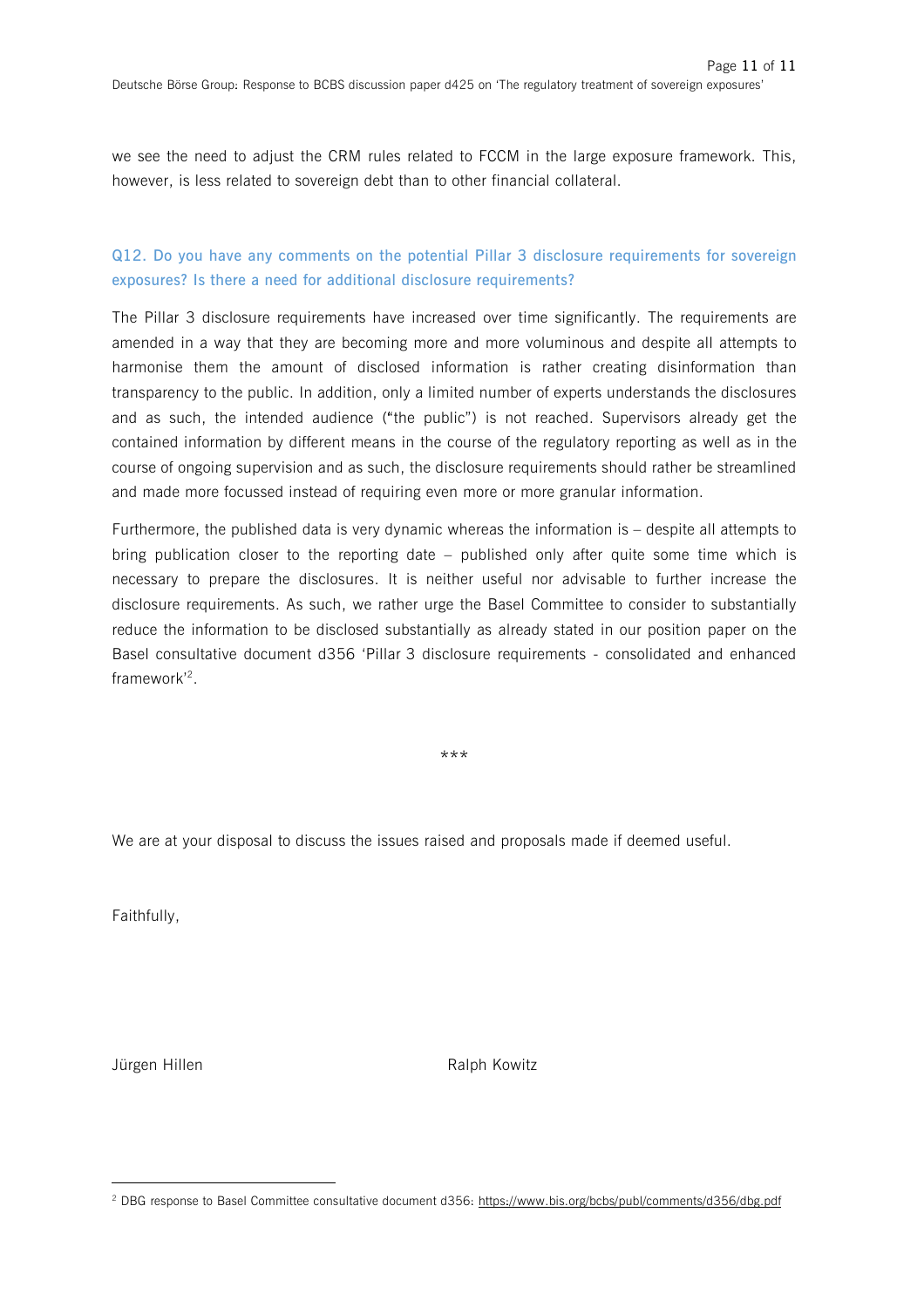we see the need to adjust the CRM rules related to FCCM in the large exposure framework. This, however, is less related to sovereign debt than to other financial collateral.

### Q12. Do you have any comments on the potential Pillar 3 disclosure requirements for sovereign exposures? Is there a need for additional disclosure requirements?

The Pillar 3 disclosure requirements have increased over time significantly. The requirements are amended in a way that they are becoming more and more voluminous and despite all attempts to harmonise them the amount of disclosed information is rather creating disinformation than transparency to the public. In addition, only a limited number of experts understands the disclosures and as such, the intended audience ("the public") is not reached. Supervisors already get the contained information by different means in the course of the regulatory reporting as well as in the course of ongoing supervision and as such, the disclosure requirements should rather be streamlined and made more focussed instead of requiring even more or more granular information.

Furthermore, the published data is very dynamic whereas the information is – despite all attempts to bring publication closer to the reporting date – published only after quite some time which is necessary to prepare the disclosures. It is neither useful nor advisable to further increase the disclosure requirements. As such, we rather urge the Basel Committee to consider to substantially reduce the information to be disclosed substantially as already stated in our position paper on the Basel consultative document d356 'Pillar 3 disclosure requirements - consolidated and enhanced framework'[2].

***

We are at your disposal to discuss the issues raised and proposals made if deemed useful.

Faithfully,

Jürgen Hillen Ralph Kowitz

[2] DBG response to Basel Committee consultative document d356: https://www.bis.org/bcbs/publ/comments/d356/dbg.pdf